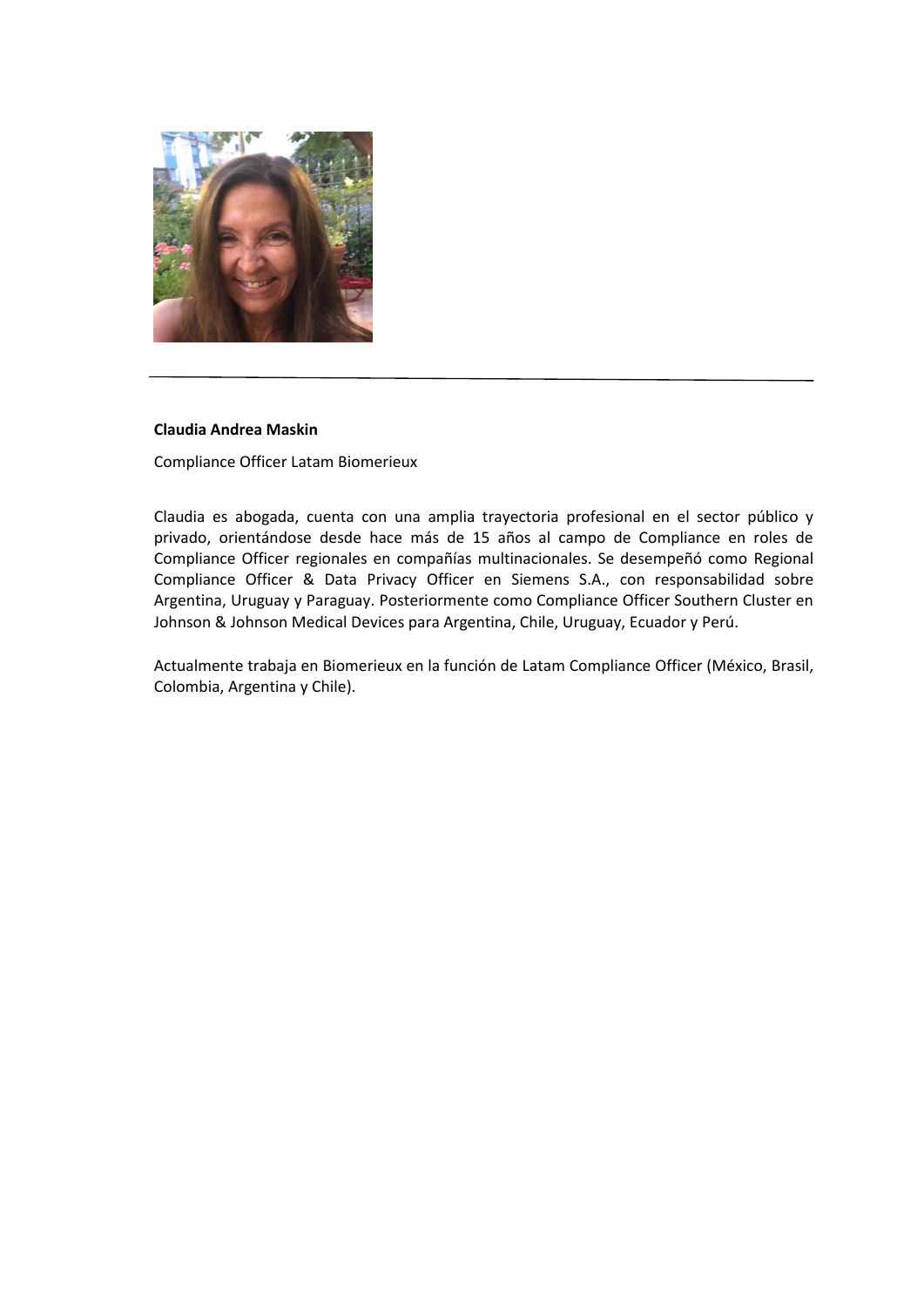**Claudia Andrea Maskin**

Compliance Officer Latam Biomerieux

Claudia es abogada, cuenta con una amplia trayectoria profesional en el sector público y privado, orientándose desde hace más de 15 años al campo de Compliance en roles de Compliance Officer regionales en compañías multinacionales. Se desempeñó como Regional Compliance Officer & Data Privacy Officer en Siemens S.A., con responsabilidad sobre Argentina, Uruguay y Paraguay. Posteriormente como Compliance Officer Southern Cluster en Johnson & Johnson Medical Devices para Argentina, Chile, Uruguay, Ecuador y Perú.

Actualmente trabaja en Biomerieux en la función de Latam Compliance Officer (México, Brasil, Colombia, Argentina y Chile).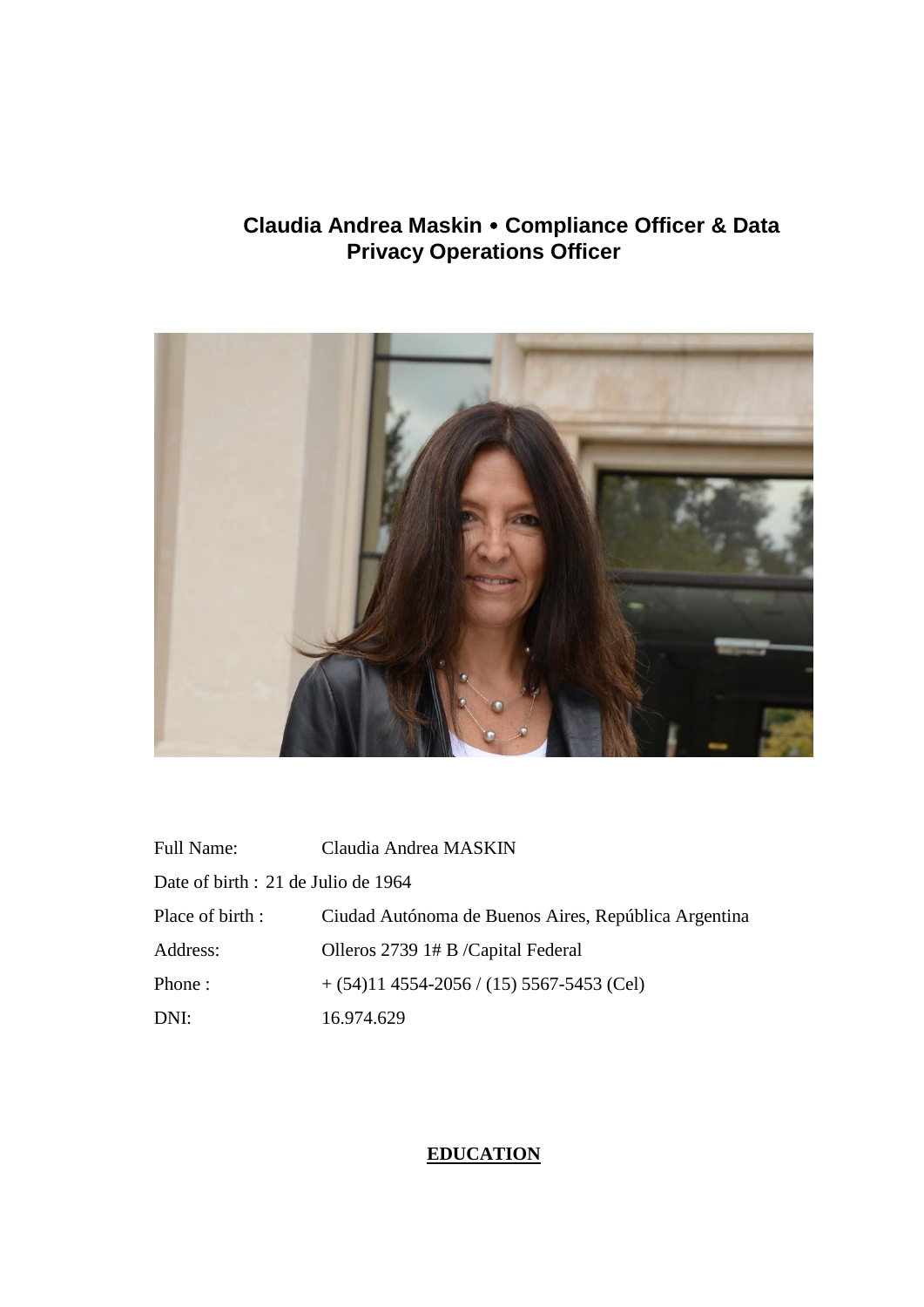**Claudia Andrea Maskin • Compliance Officer & Data Privacy Operations Officer**

| | |
|---|---|
| Full Name: | Claudia Andrea MASKIN |
| Date of birth : | 21 de Julio de 1964 |
| Place of birth : | Ciudad Autónoma de Buenos Aires, República Argentina |
| Address: | Olleros 2739 1# B /Capital Federal |
| Phone : | + (54)11 4554-2056 / (15) 5567-5453 (Cel) |
| DNI: | 16.974.629 |

## EDUCATION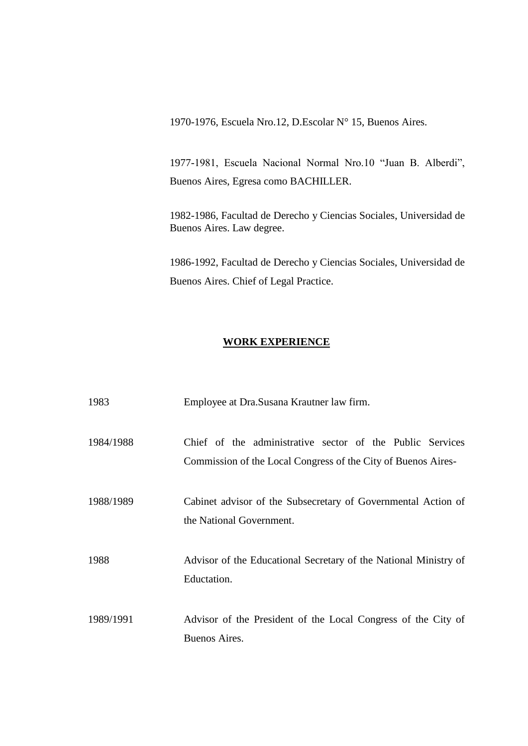1970-1976, Escuela Nro.12, D.Escolar N° 15, Buenos Aires.

1977-1981, Escuela Nacional Normal Nro.10 "Juan B. Alberdi", Buenos Aires, Egresa como BACHILLER.

1982-1986, Facultad de Derecho y Ciencias Sociales, Universidad de Buenos Aires. Law degree.

1986-1992, Facultad de Derecho y Ciencias Sociales, Universidad de Buenos Aires. Chief of Legal Practice.

## WORK EXPERIENCE

| | |
|---|---|
| 1983 | Employee at Dra.Susana Krautner law firm. |
| 1984/1988 | Chief of the administrative sector of the Public Services Commission of the Local Congress of the City of Buenos Aires- |
| 1988/1989 | Cabinet advisor of the Subsecretary of Governmental Action of the National Government. |
| 1988 | Advisor of the Educational Secretary of the National Ministry of Eductation. |
| 1989/1991 | Advisor of the President of the Local Congress of the City of Buenos Aires. |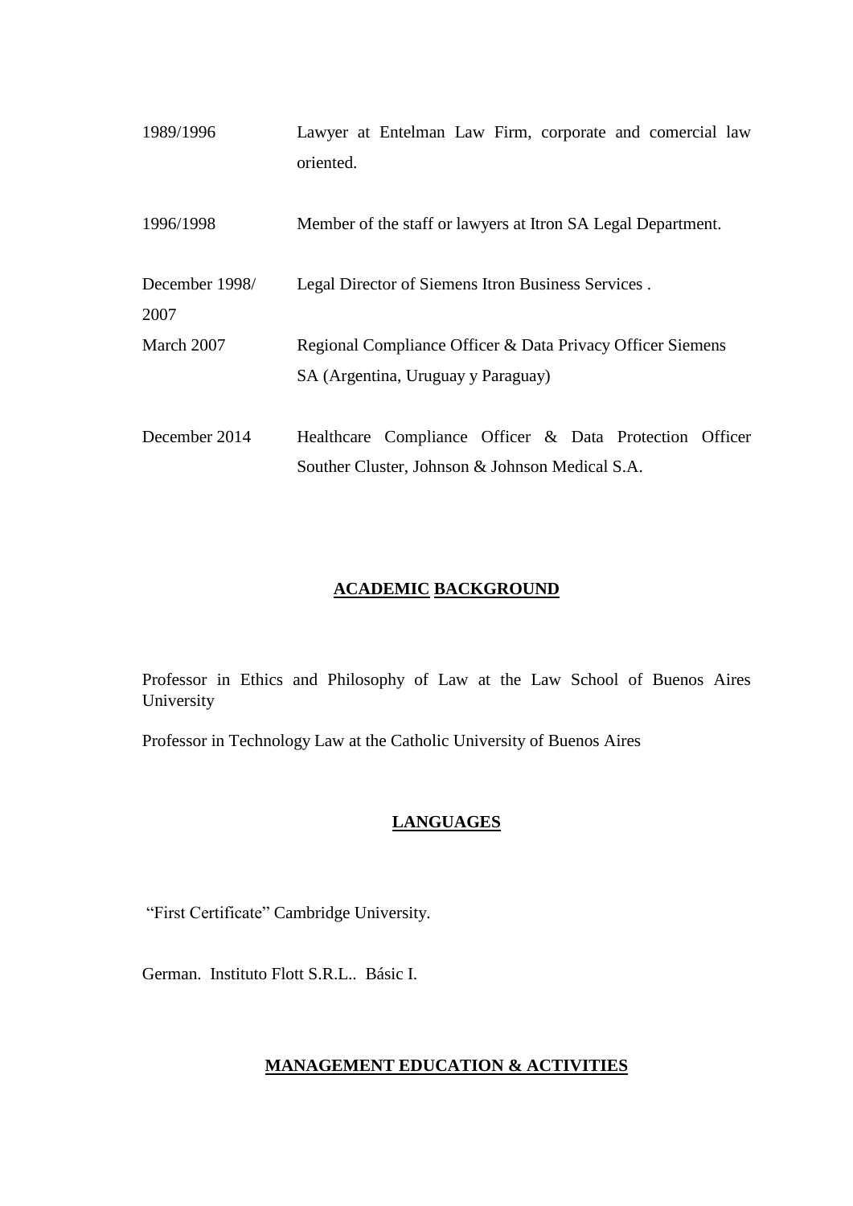| | |
|---|---|
| 1989/1996 | Lawyer at Entelman Law Firm, corporate and comercial law oriented. |
| 1996/1998 | Member of the staff or lawyers at Itron SA Legal Department. |
| December 1998/ 2007 | Legal Director of Siemens Itron Business Services . |
| March 2007 | Regional Compliance Officer & Data Privacy Officer Siemens SA (Argentina, Uruguay y Paraguay) |
| December 2014 | Healthcare Compliance Officer & Data Protection Officer Souther Cluster, Johnson & Johnson Medical S.A. |

## ACADEMIC BACKGROUND

Professor in Ethics and Philosophy of Law at the Law School of Buenos Aires University

Professor in Technology Law at the Catholic University of Buenos Aires

## LANGUAGES

"First Certificate" Cambridge University.

German. Instituto Flott S.R.L.. Básic I.

## MANAGEMENT EDUCATION & ACTIVITIES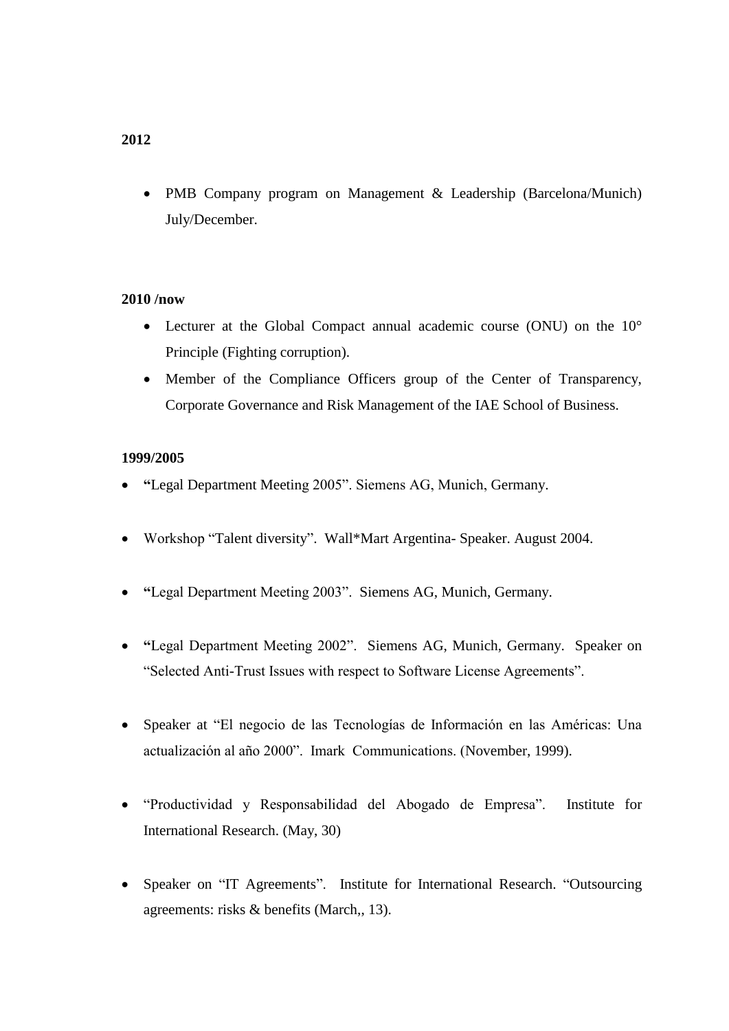**2012**

- PMB Company program on Management & Leadership (Barcelona/Munich) July/December.

**2010 /now**

- Lecturer at the Global Compact annual academic course (ONU) on the 10° Principle (Fighting corruption).
- Member of the Compliance Officers group of the Center of Transparency, Corporate Governance and Risk Management of the IAE School of Business.

**1999/2005**

- **"**Legal Department Meeting 2005". Siemens AG, Munich, Germany.
- Workshop "Talent diversity". Wall*Mart Argentina- Speaker. August 2004.
- **"**Legal Department Meeting 2003". Siemens AG, Munich, Germany.
- **"**Legal Department Meeting 2002". Siemens AG, Munich, Germany. Speaker on "Selected Anti-Trust Issues with respect to Software License Agreements".
- Speaker at "El negocio de las Tecnologías de Información en las Américas: Una actualización al año 2000". Imark Communications. (November, 1999).
- "Productividad y Responsabilidad del Abogado de Empresa". Institute for International Research. (May, 30)
- Speaker on "IT Agreements". Institute for International Research. "Outsourcing agreements: risks & benefits (March,, 13).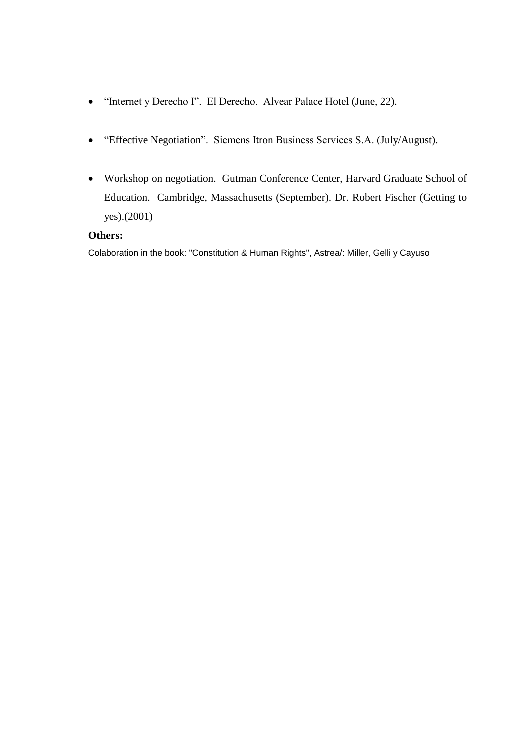- “Internet y Derecho I”. El Derecho. Alvear Palace Hotel (June, 22).

- “Effective Negotiation”. Siemens Itron Business Services S.A. (July/August).

- Workshop on negotiation. Gutman Conference Center, Harvard Graduate School of Education. Cambridge, Massachusetts (September). Dr. Robert Fischer (Getting to yes).(2001)

**Others:**

Colaboration in the book: "Constitution & Human Rights", Astrea/: Miller, Gelli y Cayuso